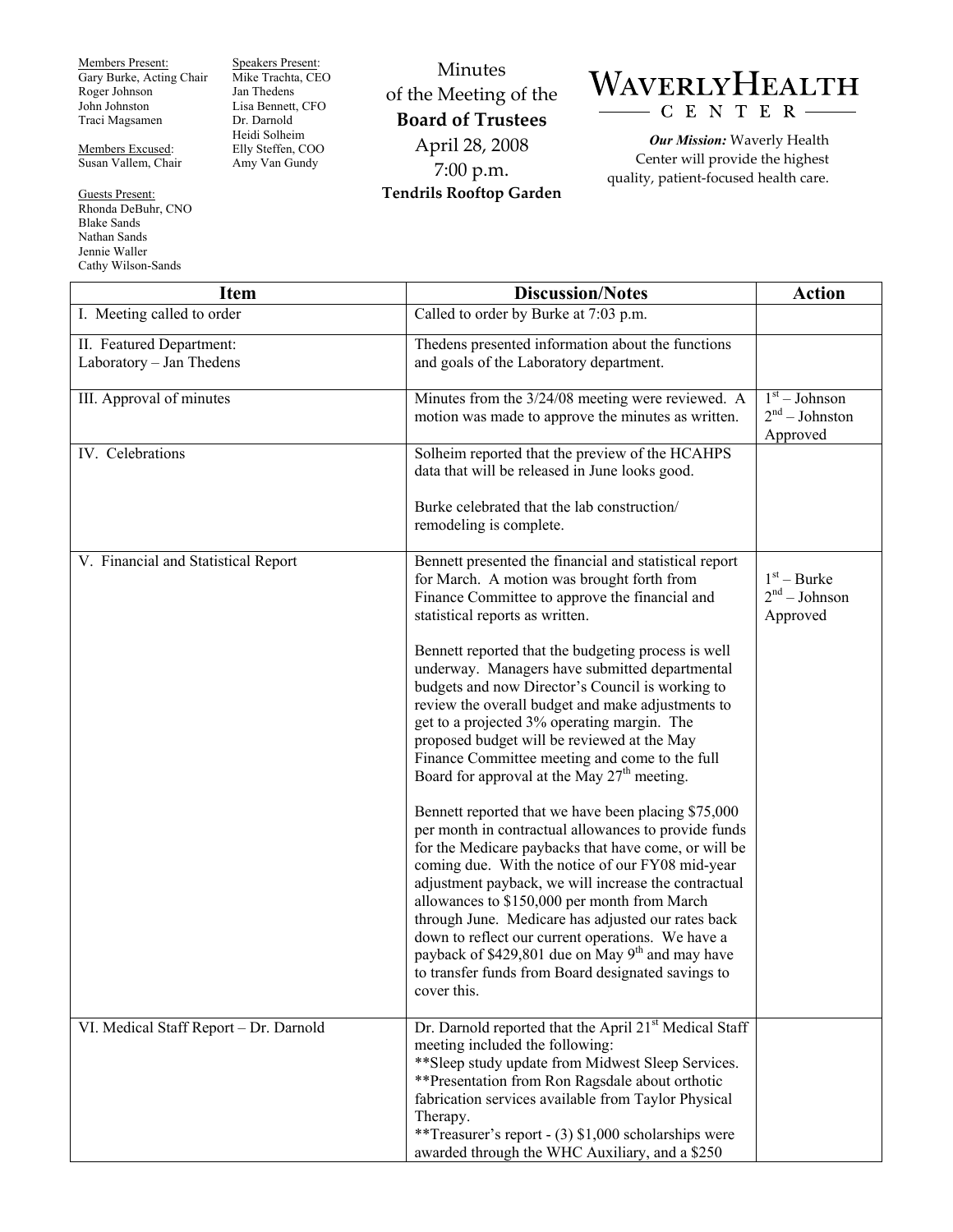Members Present:
Gary Burke, Acting Chair
Roger Johnson
John Johnston
Traci Magsamen

Members Excused:
Susan Vallem, Chair

Guests Present:
Rhonda DeBuhr, CNO
Blake Sands
Nathan Sands
Jennie Waller
Cathy Wilson-Sands

Speakers Present:
Mike Trachta, CEO
Jan Thedens
Lisa Bennett, CFO
Dr. Darnold
Heidi Solheim
Elly Steffen, COO
Amy Van Gundy

# Minutes of the Meeting of the **Board of Trustees**

April 28, 2008
7:00 p.m.
**Tendrils Rooftop Garden**

**WAVERLY HEALTH CENTER**

***Our Mission:*** Waverly Health Center will provide the highest quality, patient-focused health care.

| Item | Discussion/Notes | Action |
|---|---|---|
| I. Meeting called to order | Called to order by Burke at 7:03 p.m. | |
| II. Featured Department: Laboratory – Jan Thedens | Thedens presented information about the functions and goals of the Laboratory department. | |
| III. Approval of minutes | Minutes from the 3/24/08 meeting were reviewed. A motion was made to approve the minutes as written. | 1st – Johnson<br>2nd – Johnston<br>Approved |
| IV. Celebrations | Solheim reported that the preview of the HCAHPS data that will be released in June looks good.<br><br>Burke celebrated that the lab construction/ remodeling is complete. | |
| V. Financial and Statistical Report | Bennett presented the financial and statistical report for March. A motion was brought forth from Finance Committee to approve the financial and statistical reports as written.<br><br>Bennett reported that the budgeting process is well underway. Managers have submitted departmental budgets and now Director's Council is working to review the overall budget and make adjustments to get to a projected 3% operating margin. The proposed budget will be reviewed at the May Finance Committee meeting and come to the full Board for approval at the May 27th meeting.<br><br>Bennett reported that we have been placing $75,000 per month in contractual allowances to provide funds for the Medicare paybacks that have come, or will be coming due. With the notice of our FY08 mid-year adjustment payback, we will increase the contractual allowances to $150,000 per month from March through June. Medicare has adjusted our rates back down to reflect our current operations. We have a payback of $429,801 due on May 9th and may have to transfer funds from Board designated savings to cover this. | 1st – Burke<br>2nd – Johnson<br>Approved |
| VI. Medical Staff Report – Dr. Darnold | Dr. Darnold reported that the April 21st Medical Staff meeting included the following:<br>**Sleep study update from Midwest Sleep Services.<br>**Presentation from Ron Ragsdale about orthotic fabrication services available from Taylor Physical Therapy.<br>**Treasurer's report - (3) $1,000 scholarships were awarded through the WHC Auxiliary, and a $250 | |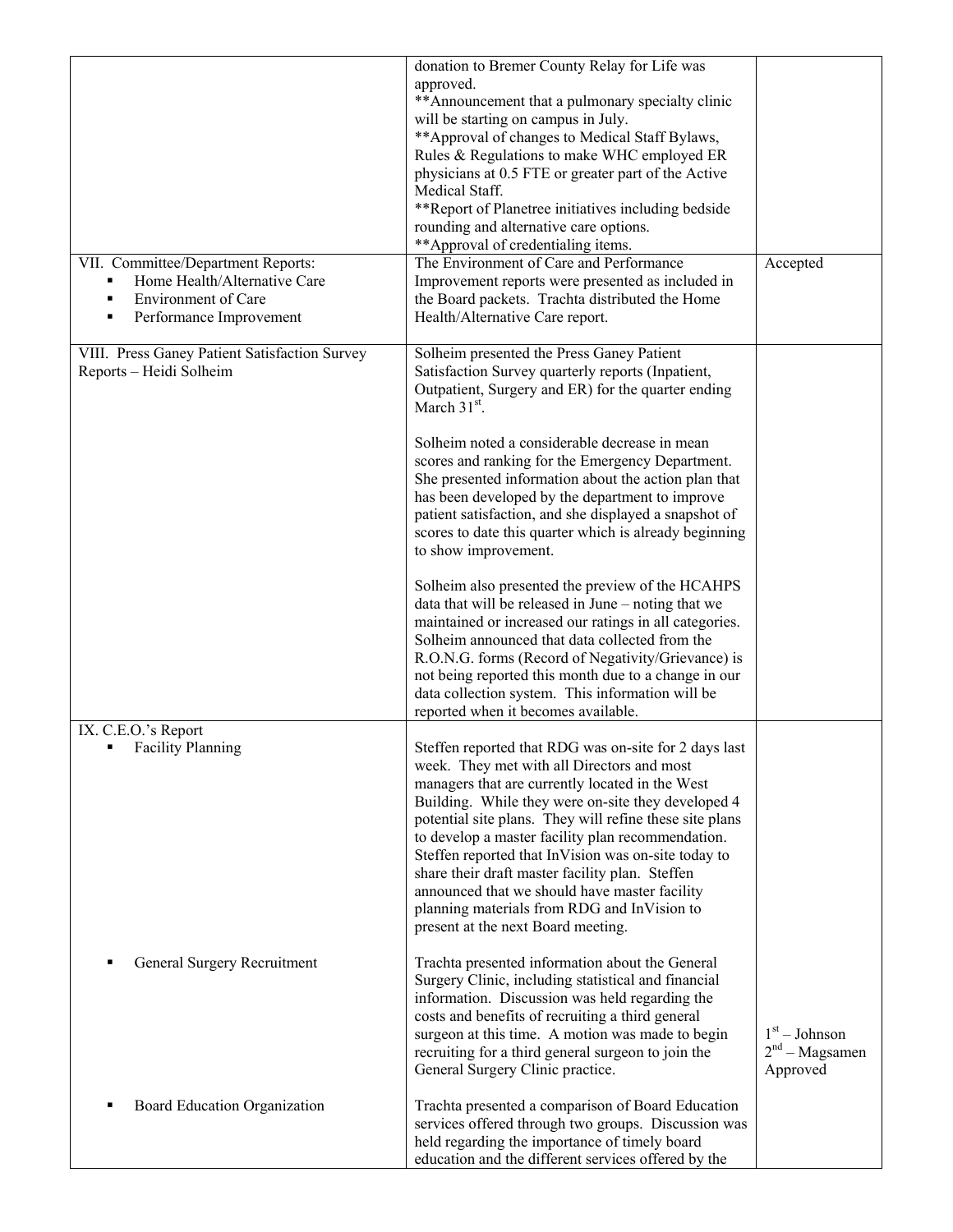| | | |
|---|---|---|
| | donation to Bremer County Relay for Life was approved.<br>**Announcement that a pulmonary specialty clinic will be starting on campus in July.<br>**Approval of changes to Medical Staff Bylaws, Rules & Regulations to make WHC employed ER physicians at 0.5 FTE or greater part of the Active Medical Staff.<br>**Report of Planetree initiatives including bedside rounding and alternative care options.<br>**Approval of credentialing items. | |
| VII. Committee/Department Reports:<br>▪ Home Health/Alternative Care<br>▪ Environment of Care<br>▪ Performance Improvement | The Environment of Care and Performance Improvement reports were presented as included in the Board packets. Trachta distributed the Home Health/Alternative Care report. | Accepted |
| VIII. Press Ganey Patient Satisfaction Survey Reports – Heidi Solheim | Solheim presented the Press Ganey Patient Satisfaction Survey quarterly reports (Inpatient, Outpatient, Surgery and ER) for the quarter ending March 31st.<br><br>Solheim noted a considerable decrease in mean scores and ranking for the Emergency Department. She presented information about the action plan that has been developed by the department to improve patient satisfaction, and she displayed a snapshot of scores to date this quarter which is already beginning to show improvement.<br><br>Solheim also presented the preview of the HCAHPS data that will be released in June – noting that we maintained or increased our ratings in all categories. Solheim announced that data collected from the R.O.N.G. forms (Record of Negativity/Grievance) is not being reported this month due to a change in our data collection system. This information will be reported when it becomes available. | |
| IX. C.E.O.'s Report<br>▪ Facility Planning | Steffen reported that RDG was on-site for 2 days last week. They met with all Directors and most managers that are currently located in the West Building. While they were on-site they developed 4 potential site plans. They will refine these site plans to develop a master facility plan recommendation. Steffen reported that InVision was on-site today to share their draft master facility plan. Steffen announced that we should have master facility planning materials from RDG and InVision to present at the next Board meeting. | |
| ▪ General Surgery Recruitment | Trachta presented information about the General Surgery Clinic, including statistical and financial information. Discussion was held regarding the costs and benefits of recruiting a third general surgeon at this time. A motion was made to begin recruiting for a third general surgeon to join the General Surgery Clinic practice. | 1st – Johnson<br>2nd – Magsamen<br>Approved |
| ▪ Board Education Organization | Trachta presented a comparison of Board Education services offered through two groups. Discussion was held regarding the importance of timely board education and the different services offered by the | |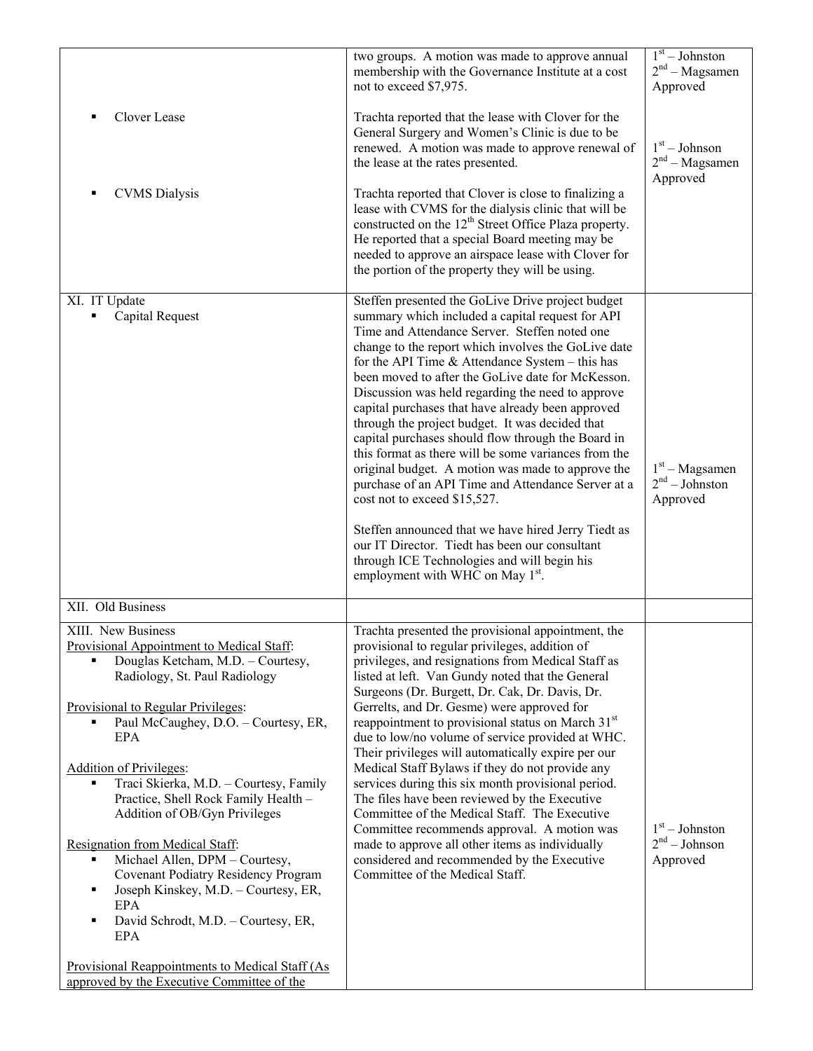| | | |
|---|---|---|
| | two groups. A motion was made to approve annual membership with the Governance Institute at a cost not to exceed $7,975. | 1st – Johnston<br>2nd – Magsamen<br>Approved |
| ▪ Clover Lease | Trachta reported that the lease with Clover for the General Surgery and Women's Clinic is due to be renewed. A motion was made to approve renewal of the lease at the rates presented. | 1st – Johnson<br>2nd – Magsamen<br>Approved |
| ▪ CVMS Dialysis | Trachta reported that Clover is close to finalizing a lease with CVMS for the dialysis clinic that will be constructed on the 12th Street Office Plaza property. He reported that a special Board meeting may be needed to approve an airspace lease with Clover for the portion of the property they will be using. | |
| XI. IT Update<br>▪ Capital Request | Steffen presented the GoLive Drive project budget summary which included a capital request for API Time and Attendance Server. Steffen noted one change to the report which involves the GoLive date for the API Time & Attendance System – this has been moved to after the GoLive date for McKesson. Discussion was held regarding the need to approve capital purchases that have already been approved through the project budget. It was decided that capital purchases should flow through the Board in this format as there will be some variances from the original budget. A motion was made to approve the purchase of an API Time and Attendance Server at a cost not to exceed $15,527.<br><br>Steffen announced that we have hired Jerry Tiedt as our IT Director. Tiedt has been our consultant through ICE Technologies and will begin his employment with WHC on May 1st. | 1st – Magsamen<br>2nd – Johnston<br>Approved |
| XII. Old Business | | |
| XIII. New Business<br>Provisional Appointment to Medical Staff:<br>▪ Douglas Ketcham, M.D. – Courtesy, Radiology, St. Paul Radiology<br><br>Provisional to Regular Privileges:<br>▪ Paul McCaughey, D.O. – Courtesy, ER, EPA<br><br>Addition of Privileges:<br>▪ Traci Skierka, M.D. – Courtesy, Family Practice, Shell Rock Family Health – Addition of OB/Gyn Privileges<br><br>Resignation from Medical Staff:<br>▪ Michael Allen, DPM – Courtesy, Covenant Podiatry Residency Program<br>▪ Joseph Kinskey, M.D. – Courtesy, ER, EPA<br>▪ David Schrodt, M.D. – Courtesy, ER, EPA<br><br>Provisional Reappointments to Medical Staff (As approved by the Executive Committee of the | Trachta presented the provisional appointment, the provisional to regular privileges, addition of privileges, and resignations from Medical Staff as listed at left. Van Gundy noted that the General Surgeons (Dr. Burgett, Dr. Cak, Dr. Davis, Dr. Gerrelts, and Dr. Gesme) were approved for reappointment to provisional status on March 31st due to low/no volume of service provided at WHC. Their privileges will automatically expire per our Medical Staff Bylaws if they do not provide any services during this six month provisional period. The files have been reviewed by the Executive Committee of the Medical Staff. The Executive Committee recommends approval. A motion was made to approve all other items as individually considered and recommended by the Executive Committee of the Medical Staff. | 1st – Johnston<br>2nd – Johnson<br>Approved |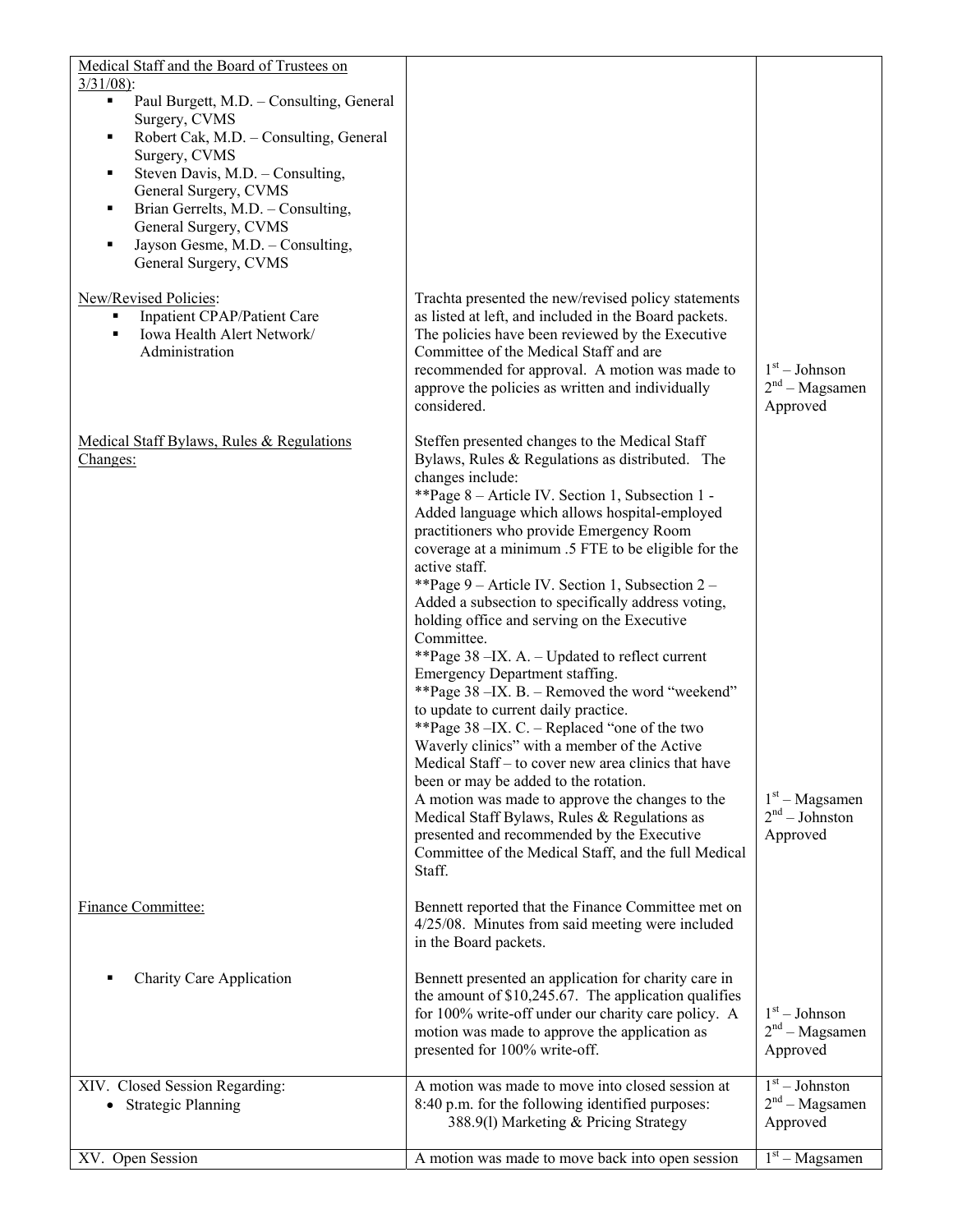| | | |
|---|---|---|
| Medical Staff and the Board of Trustees on 3/31/08):<br>▪ Paul Burgett, M.D. – Consulting, General Surgery, CVMS<br>▪ Robert Cak, M.D. – Consulting, General Surgery, CVMS<br>▪ Steven Davis, M.D. – Consulting, General Surgery, CVMS<br>▪ Brian Gerrelts, M.D. – Consulting, General Surgery, CVMS<br>▪ Jayson Gesme, M.D. – Consulting, General Surgery, CVMS | | |
| New/Revised Policies:<br>▪ Inpatient CPAP/Patient Care<br>▪ Iowa Health Alert Network/ Administration | Trachta presented the new/revised policy statements as listed at left, and included in the Board packets. The policies have been reviewed by the Executive Committee of the Medical Staff and are recommended for approval. A motion was made to approve the policies as written and individually considered. | 1st – Johnson<br>2nd – Magsamen<br>Approved |
| Medical Staff Bylaws, Rules & Regulations Changes: | Steffen presented changes to the Medical Staff Bylaws, Rules & Regulations as distributed. The changes include:<br>**Page 8 – Article IV. Section 1, Subsection 1 - Added language which allows hospital-employed practitioners who provide Emergency Room coverage at a minimum .5 FTE to be eligible for the active staff.<br>**Page 9 – Article IV. Section 1, Subsection 2 – Added a subsection to specifically address voting, holding office and serving on the Executive Committee.<br>**Page 38 –IX. A. – Updated to reflect current Emergency Department staffing.<br>**Page 38 –IX. B. – Removed the word "weekend" to update to current daily practice.<br>**Page 38 –IX. C. – Replaced "one of the two Waverly clinics" with a member of the Active Medical Staff – to cover new area clinics that have been or may be added to the rotation.<br>A motion was made to approve the changes to the Medical Staff Bylaws, Rules & Regulations as presented and recommended by the Executive Committee of the Medical Staff, and the full Medical Staff. | 1st – Magsamen<br>2nd – Johnston<br>Approved |
| Finance Committee: | Bennett reported that the Finance Committee met on 4/25/08. Minutes from said meeting were included in the Board packets. | |
| ▪ Charity Care Application | Bennett presented an application for charity care in the amount of $10,245.67. The application qualifies for 100% write-off under our charity care policy. A motion was made to approve the application as presented for 100% write-off. | 1st – Johnson<br>2nd – Magsamen<br>Approved |
| XIV. Closed Session Regarding:<br>• Strategic Planning | A motion was made to move into closed session at 8:40 p.m. for the following identified purposes:<br>388.9(l) Marketing & Pricing Strategy | 1st – Johnston<br>2nd – Magsamen<br>Approved |
| XV. Open Session | A motion was made to move back into open session | 1st – Magsamen |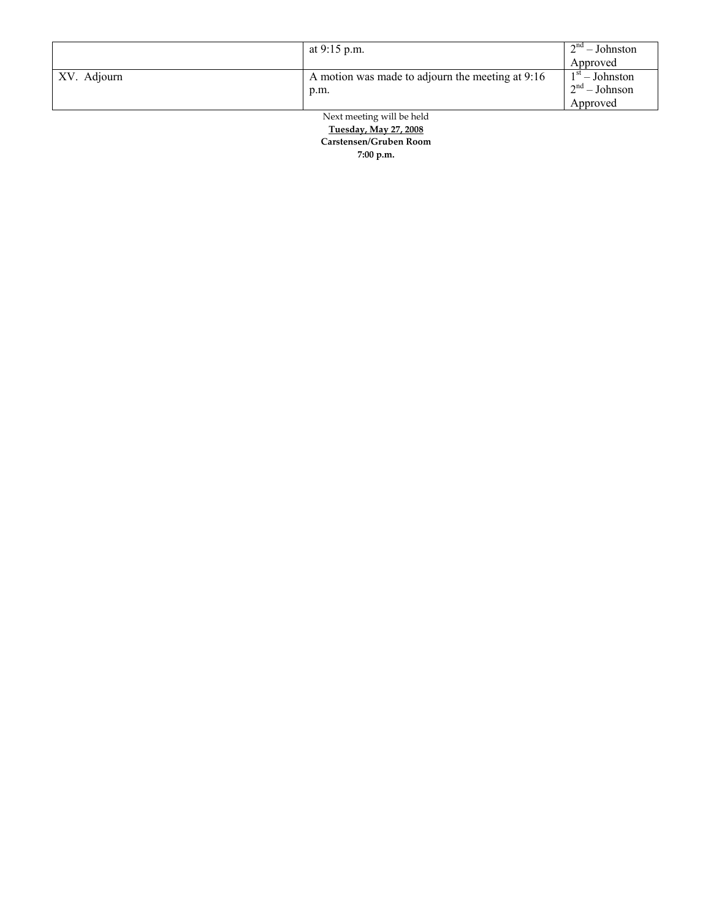| | | |
|---|---|---|
| | at 9:15 p.m. | 2nd – Johnston<br>Approved |
| XV. Adjourn | A motion was made to adjourn the meeting at 9:16 p.m. | 1st – Johnston<br>2nd – Johnson<br>Approved |

Next meeting will be held

**Tuesday, May 27, 2008**

**Carstensen/Gruben Room**

**7:00 p.m.**